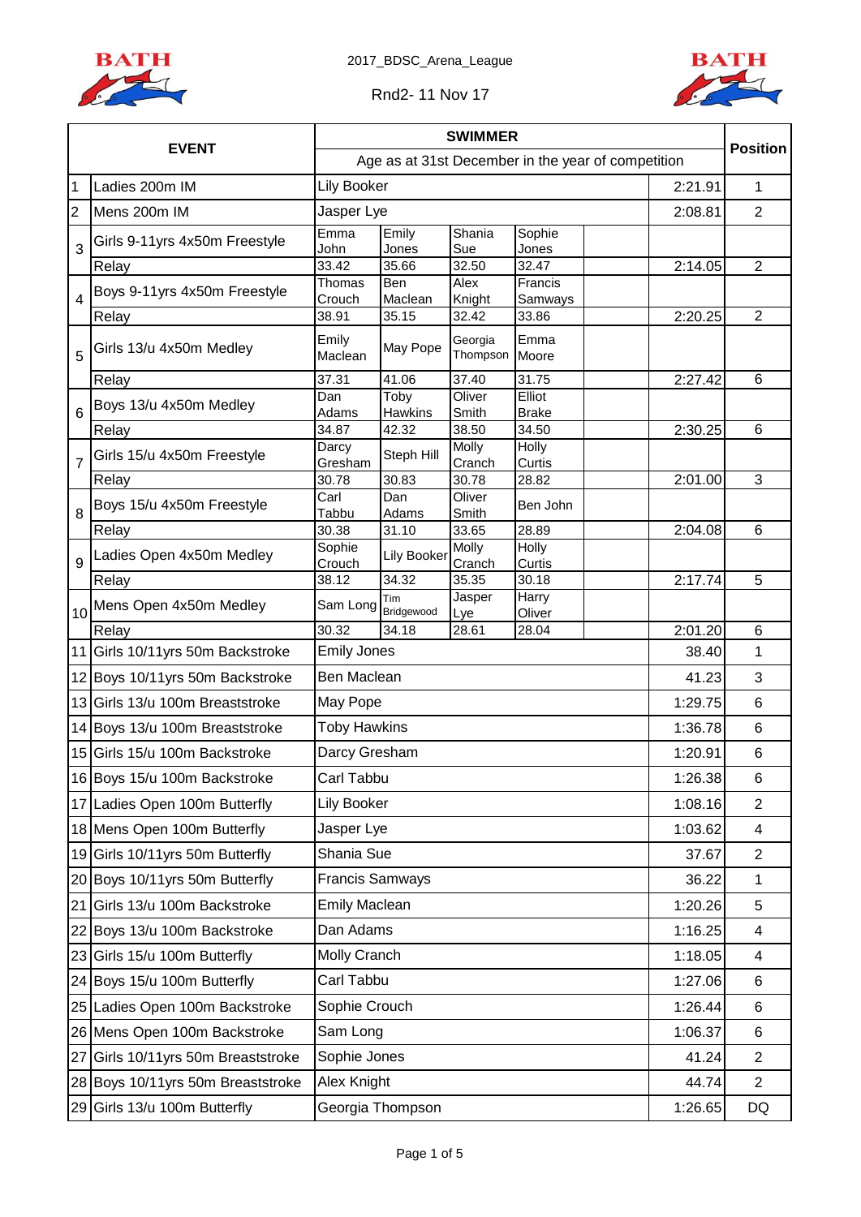2017_BDSC_Arena_League

Rnd2- 11 Nov 17

| # | EVENT | SWIMMER | | | | | Time | Position |
|---|---|---|---|---|---|---|---|---|
| | | Age as at 31st December in the year of competition | | | | | | |
| 1 | Ladies 200m IM | Lily Booker | | | | | 2:21.91 | 1 |
| 2 | Mens 200m IM | Jasper Lye | | | | | 2:08.81 | 2 |
| 3 | Girls 9-11yrs 4x50m Freestyle | Emma John | Emily Jones | Shania Sue | Sophie Jones | | | |
| | Relay | 33.42 | 35.66 | 32.50 | 32.47 | | 2:14.05 | 2 |
| 4 | Boys 9-11yrs 4x50m Freestyle | Thomas Crouch | Ben Maclean | Alex Knight | Francis Samways | | | |
| | Relay | 38.91 | 35.15 | 32.42 | 33.86 | | 2:20.25 | 2 |
| 5 | Girls 13/u 4x50m Medley | Emily Maclean | May Pope | Georgia Thompson | Emma Moore | | | |
| | Relay | 37.31 | 41.06 | 37.40 | 31.75 | | 2:27.42 | 6 |
| 6 | Boys 13/u 4x50m Medley | Dan Adams | Toby Hawkins | Oliver Smith | Elliot Brake | | | |
| | Relay | 34.87 | 42.32 | 38.50 | 34.50 | | 2:30.25 | 6 |
| 7 | Girls 15/u 4x50m Freestyle | Darcy Gresham | Steph Hill | Molly Cranch | Holly Curtis | | | |
| | Relay | 30.78 | 30.83 | 30.78 | 28.82 | | 2:01.00 | 3 |
| 8 | Boys 15/u 4x50m Freestyle | Carl Tabbu | Dan Adams | Oliver Smith | Ben John | | | |
| | Relay | 30.38 | 31.10 | 33.65 | 28.89 | | 2:04.08 | 6 |
| 9 | Ladies Open 4x50m Medley | Sophie Crouch | Lily Booker | Molly Cranch | Holly Curtis | | | |
| | Relay | 38.12 | 34.32 | 35.35 | 30.18 | | 2:17.74 | 5 |
| 10 | Mens Open 4x50m Medley | Sam Long | Tim Bridgewood | Jasper Lye | Harry Oliver | | | |
| | Relay | 30.32 | 34.18 | 28.61 | 28.04 | | 2:01.20 | 6 |
| 11 | Girls 10/11yrs 50m Backstroke | Emily Jones | | | | | 38.40 | 1 |
| 12 | Boys 10/11yrs 50m Backstroke | Ben Maclean | | | | | 41.23 | 3 |
| 13 | Girls 13/u 100m Breaststroke | May Pope | | | | | 1:29.75 | 6 |
| 14 | Boys 13/u 100m Breaststroke | Toby Hawkins | | | | | 1:36.78 | 6 |
| 15 | Girls 15/u 100m Backstroke | Darcy Gresham | | | | | 1:20.91 | 6 |
| 16 | Boys 15/u 100m Backstroke | Carl Tabbu | | | | | 1:26.38 | 6 |
| 17 | Ladies Open 100m Butterfly | Lily Booker | | | | | 1:08.16 | 2 |
| 18 | Mens Open 100m Butterfly | Jasper Lye | | | | | 1:03.62 | 4 |
| 19 | Girls 10/11yrs 50m Butterfly | Shania Sue | | | | | 37.67 | 2 |
| 20 | Boys 10/11yrs 50m Butterfly | Francis Samways | | | | | 36.22 | 1 |
| 21 | Girls 13/u 100m Backstroke | Emily Maclean | | | | | 1:20.26 | 5 |
| 22 | Boys 13/u 100m Backstroke | Dan Adams | | | | | 1:16.25 | 4 |
| 23 | Girls 15/u 100m Butterfly | Molly Cranch | | | | | 1:18.05 | 4 |
| 24 | Boys 15/u 100m Butterfly | Carl Tabbu | | | | | 1:27.06 | 6 |
| 25 | Ladies Open 100m Backstroke | Sophie Crouch | | | | | 1:26.44 | 6 |
| 26 | Mens Open 100m Backstroke | Sam Long | | | | | 1:06.37 | 6 |
| 27 | Girls 10/11yrs 50m Breaststroke | Sophie Jones | | | | | 41.24 | 2 |
| 28 | Boys 10/11yrs 50m Breaststroke | Alex Knight | | | | | 44.74 | 2 |
| 29 | Girls 13/u 100m Butterfly | Georgia Thompson | | | | | 1:26.65 | DQ |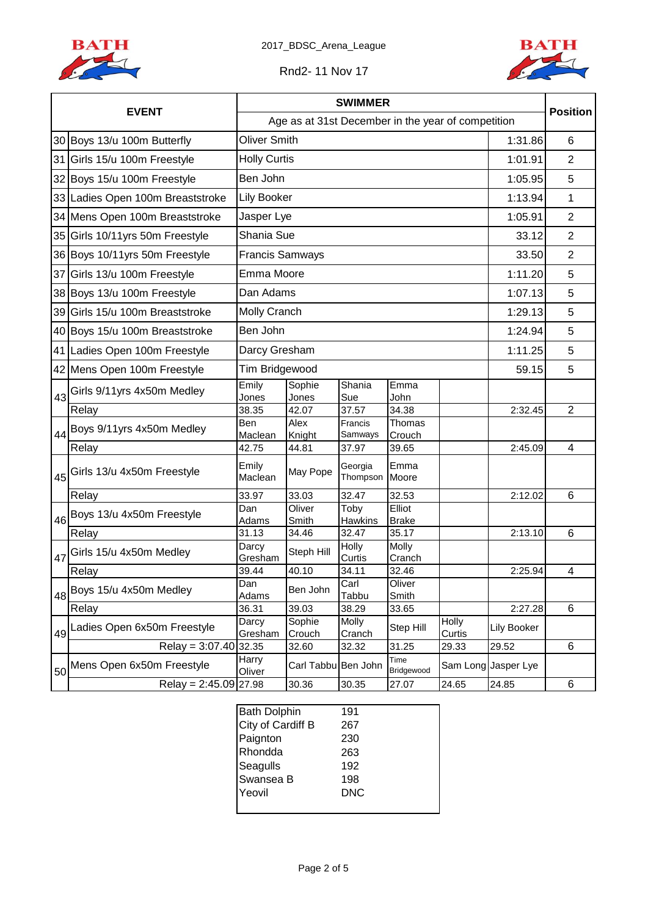BATH

2017_BDSC_Arena_League

Rnd2- 11 Nov 17

BATH

| EVENT | | SWIMMER | | | | | | Position |
|---|---|---|---|---|---|---|---|---|
| | | Age as at 31st December in the year of competition | | | | | | |
| 30 | Boys 13/u 100m Butterfly | Oliver Smith | | | | | 1:31.86 | 6 |
| 31 | Girls 15/u 100m Freestyle | Holly Curtis | | | | | 1:01.91 | 2 |
| 32 | Boys 15/u 100m Freestyle | Ben John | | | | | 1:05.95 | 5 |
| 33 | Ladies Open 100m Breaststroke | Lily Booker | | | | | 1:13.94 | 1 |
| 34 | Mens Open 100m Breaststroke | Jasper Lye | | | | | 1:05.91 | 2 |
| 35 | Girls 10/11yrs 50m Freestyle | Shania Sue | | | | | 33.12 | 2 |
| 36 | Boys 10/11yrs 50m Freestyle | Francis Samways | | | | | 33.50 | 2 |
| 37 | Girls 13/u 100m Freestyle | Emma Moore | | | | | 1:11.20 | 5 |
| 38 | Boys 13/u 100m Freestyle | Dan Adams | | | | | 1:07.13 | 5 |
| 39 | Girls 15/u 100m Breaststroke | Molly Cranch | | | | | 1:29.13 | 5 |
| 40 | Boys 15/u 100m Breaststroke | Ben John | | | | | 1:24.94 | 5 |
| 41 | Ladies Open 100m Freestyle | Darcy Gresham | | | | | 1:11.25 | 5 |
| 42 | Mens Open 100m Freestyle | Tim Bridgewood | | | | | 59.15 | 5 |
| 43 | Girls 9/11yrs 4x50m Medley | Emily Jones | Sophie Jones | Shania Sue | Emma John | | | |
| | Relay | 38.35 | 42.07 | 37.57 | 34.38 | | 2:32.45 | 2 |
| 44 | Boys 9/11yrs 4x50m Medley | Ben Maclean | Alex Knight | Francis Samways | Thomas Crouch | | | |
| | Relay | 42.75 | 44.81 | 37.97 | 39.65 | | 2:45.09 | 4 |
| 45 | Girls 13/u 4x50m Freestyle | Emily Maclean | May Pope | Georgia Thompson | Emma Moore | | | |
| | Relay | 33.97 | 33.03 | 32.47 | 32.53 | | 2:12.02 | 6 |
| 46 | Boys 13/u 4x50m Freestyle | Dan Adams | Oliver Smith | Toby Hawkins | Elliot Brake | | | |
| | Relay | 31.13 | 34.46 | 32.47 | 35.17 | | 2:13.10 | 6 |
| 47 | Girls 15/u 4x50m Medley | Darcy Gresham | Steph Hill | Holly Curtis | Molly Cranch | | | |
| | Relay | 39.44 | 40.10 | 34.11 | 32.46 | | 2:25.94 | 4 |
| 48 | Boys 15/u 4x50m Medley | Dan Adams | Ben John | Carl Tabbu | Oliver Smith | | | |
| | Relay | 36.31 | 39.03 | 38.29 | 33.65 | | 2:27.28 | 6 |
| 49 | Ladies Open 6x50m Freestyle | Darcy Gresham | Sophie Crouch | Molly Cranch | Step Hill | Holly Curtis | Lily Booker | |
| | Relay = 3:07.40 | 32.35 | 32.60 | 32.32 | 31.25 | 29.33 | 29.52 | 6 |
| 50 | Mens Open 6x50m Freestyle | Harry Oliver | Carl Tabbu | Ben John | Time Bridgewood | Sam Long | Jasper Lye | |
| | Relay = 2:45.09 | 27.98 | 30.36 | 30.35 | 27.07 | 24.65 | 24.85 | 6 |

| Team | Points |
|---|---|
| Bath Dolphin | 191 |
| City of Cardiff B | 267 |
| Paignton | 230 |
| Rhondda | 263 |
| Seagulls | 192 |
| Swansea B | 198 |
| Yeovil | DNC |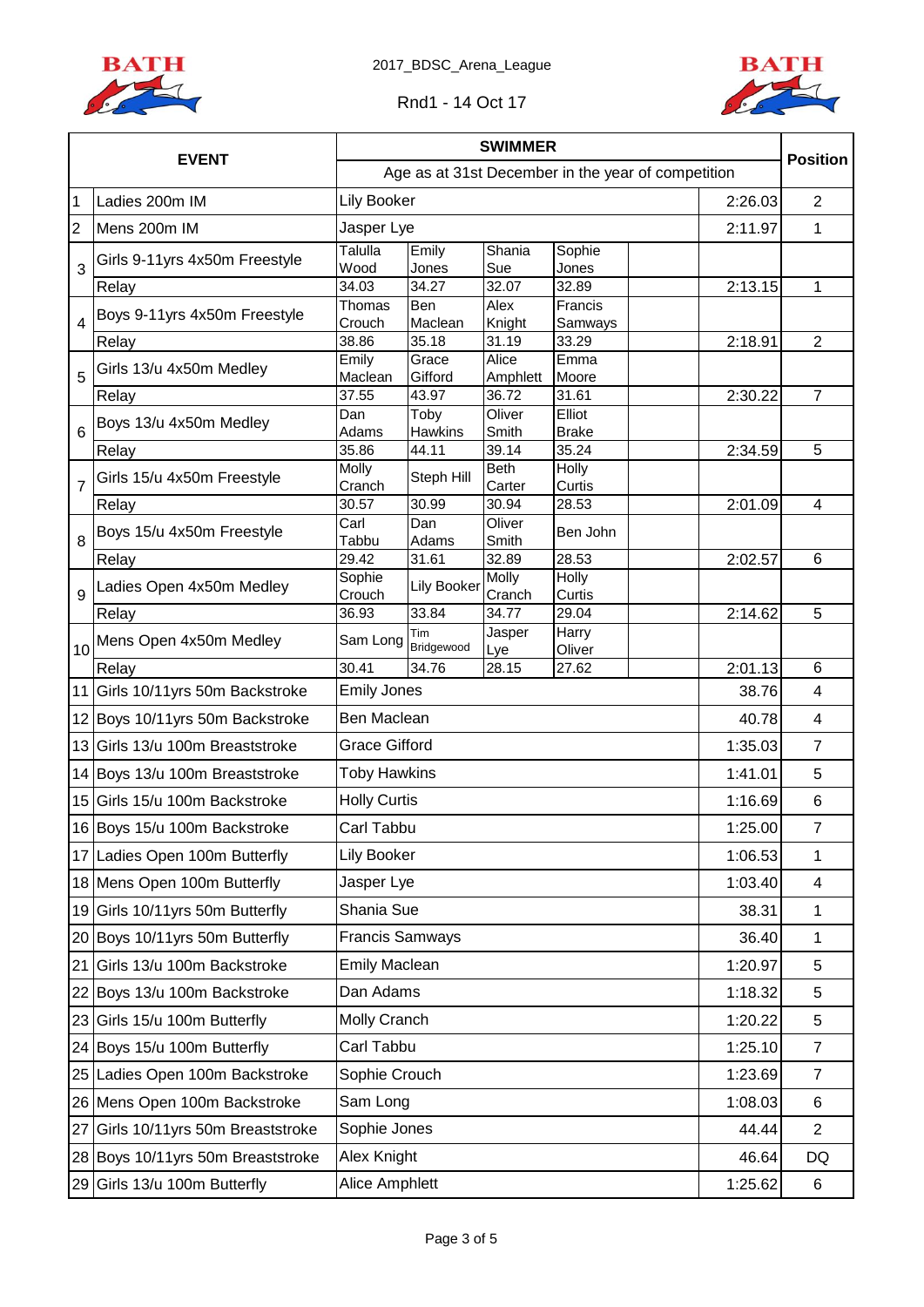2017_BDSC_Arena_League

Rnd1 - 14 Oct 17

| | EVENT | SWIMMER | | | | | | Position |
|---|---|---|---|---|---|---|---|---|
| | | Age as at 31st December in the year of competition | | | | | | |
| 1 | Ladies 200m IM | Lily Booker | | | | | 2:26.03 | 2 |
| 2 | Mens 200m IM | Jasper Lye | | | | | 2:11.97 | 1 |
| 3 | Girls 9-11yrs 4x50m Freestyle | Talulla Wood | Emily Jones | Shania Sue | Sophie Jones | | | |
| | Relay | 34.03 | 34.27 | 32.07 | 32.89 | | 2:13.15 | 1 |
| 4 | Boys 9-11yrs 4x50m Freestyle | Thomas Crouch | Ben Maclean | Alex Knight | Francis Samways | | | |
| | Relay | 38.86 | 35.18 | 31.19 | 33.29 | | 2:18.91 | 2 |
| 5 | Girls 13/u 4x50m Medley | Emily Maclean | Grace Gifford | Alice Amphlett | Emma Moore | | | |
| | Relay | 37.55 | 43.97 | 36.72 | 31.61 | | 2:30.22 | 7 |
| 6 | Boys 13/u 4x50m Medley | Dan Adams | Toby Hawkins | Oliver Smith | Elliot Brake | | | |
| | Relay | 35.86 | 44.11 | 39.14 | 35.24 | | 2:34.59 | 5 |
| 7 | Girls 15/u 4x50m Freestyle | Molly Cranch | Steph Hill | Beth Carter | Holly Curtis | | | |
| | Relay | 30.57 | 30.99 | 30.94 | 28.53 | | 2:01.09 | 4 |
| 8 | Boys 15/u 4x50m Freestyle | Carl Tabbu | Dan Adams | Oliver Smith | Ben John | | | |
| | Relay | 29.42 | 31.61 | 32.89 | 28.53 | | 2:02.57 | 6 |
| 9 | Ladies Open 4x50m Medley | Sophie Crouch | Lily Booker | Molly Cranch | Holly Curtis | | | |
| | Relay | 36.93 | 33.84 | 34.77 | 29.04 | | 2:14.62 | 5 |
| 10 | Mens Open 4x50m Medley | Sam Long | Tim Bridgewood | Jasper Lye | Harry Oliver | | | |
| | Relay | 30.41 | 34.76 | 28.15 | 27.62 | | 2:01.13 | 6 |
| 11 | Girls 10/11yrs 50m Backstroke | Emily Jones | | | | | 38.76 | 4 |
| 12 | Boys 10/11yrs 50m Backstroke | Ben Maclean | | | | | 40.78 | 4 |
| 13 | Girls 13/u 100m Breaststroke | Grace Gifford | | | | | 1:35.03 | 7 |
| 14 | Boys 13/u 100m Breaststroke | Toby Hawkins | | | | | 1:41.01 | 5 |
| 15 | Girls 15/u 100m Backstroke | Holly Curtis | | | | | 1:16.69 | 6 |
| 16 | Boys 15/u 100m Backstroke | Carl Tabbu | | | | | 1:25.00 | 7 |
| 17 | Ladies Open 100m Butterfly | Lily Booker | | | | | 1:06.53 | 1 |
| 18 | Mens Open 100m Butterfly | Jasper Lye | | | | | 1:03.40 | 4 |
| 19 | Girls 10/11yrs 50m Butterfly | Shania Sue | | | | | 38.31 | 1 |
| 20 | Boys 10/11yrs 50m Butterfly | Francis Samways | | | | | 36.40 | 1 |
| 21 | Girls 13/u 100m Backstroke | Emily Maclean | | | | | 1:20.97 | 5 |
| 22 | Boys 13/u 100m Backstroke | Dan Adams | | | | | 1:18.32 | 5 |
| 23 | Girls 15/u 100m Butterfly | Molly Cranch | | | | | 1:20.22 | 5 |
| 24 | Boys 15/u 100m Butterfly | Carl Tabbu | | | | | 1:25.10 | 7 |
| 25 | Ladies Open 100m Backstroke | Sophie Crouch | | | | | 1:23.69 | 7 |
| 26 | Mens Open 100m Backstroke | Sam Long | | | | | 1:08.03 | 6 |
| 27 | Girls 10/11yrs 50m Breaststroke | Sophie Jones | | | | | 44.44 | 2 |
| 28 | Boys 10/11yrs 50m Breaststroke | Alex Knight | | | | | 46.64 | DQ |
| 29 | Girls 13/u 100m Butterfly | Alice Amphlett | | | | | 1:25.62 | 6 |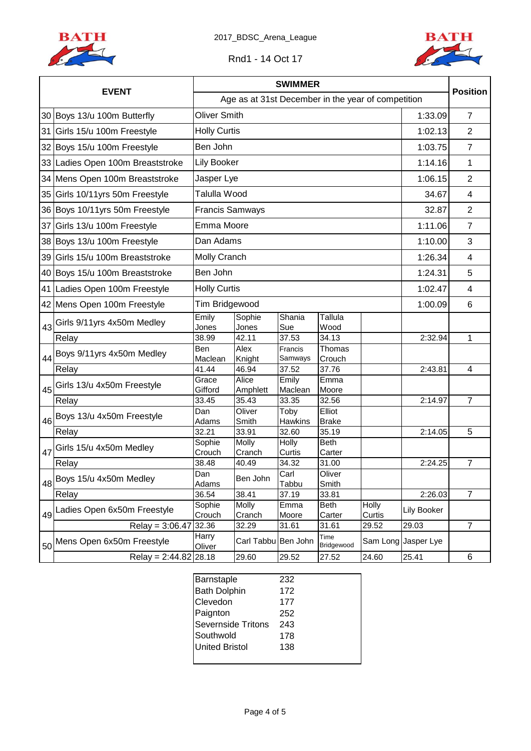2017_BDSC_Arena_League

Rnd1 - 14 Oct 17

| | EVENT | SWIMMER | | | | | | Position |
|---|---|---|---|---|---|---|---|---|
| | | Age as at 31st December in the year of competition | | | | | | |
| 30 | Boys 13/u 100m Butterfly | Oliver Smith | | | | | 1:33.09 | 7 |
| 31 | Girls 15/u 100m Freestyle | Holly Curtis | | | | | 1:02.13 | 2 |
| 32 | Boys 15/u 100m Freestyle | Ben John | | | | | 1:03.75 | 7 |
| 33 | Ladies Open 100m Breaststroke | Lily Booker | | | | | 1:14.16 | 1 |
| 34 | Mens Open 100m Breaststroke | Jasper Lye | | | | | 1:06.15 | 2 |
| 35 | Girls 10/11yrs 50m Freestyle | Talulla Wood | | | | | 34.67 | 4 |
| 36 | Boys 10/11yrs 50m Freestyle | Francis Samways | | | | | 32.87 | 2 |
| 37 | Girls 13/u 100m Freestyle | Emma Moore | | | | | 1:11.06 | 7 |
| 38 | Boys 13/u 100m Freestyle | Dan Adams | | | | | 1:10.00 | 3 |
| 39 | Girls 15/u 100m Breaststroke | Molly Cranch | | | | | 1:26.34 | 4 |
| 40 | Boys 15/u 100m Breaststroke | Ben John | | | | | 1:24.31 | 5 |
| 41 | Ladies Open 100m Freestyle | Holly Curtis | | | | | 1:02.47 | 4 |
| 42 | Mens Open 100m Freestyle | Tim Bridgewood | | | | | 1:00.09 | 6 |
| 43 | Girls 9/11yrs 4x50m Medley | Emily Jones | Sophie Jones | Shania Sue | Tallula Wood | | | |
| | Relay | 38.99 | 42.11 | 37.53 | 34.13 | | 2:32.94 | 1 |
| 44 | Boys 9/11yrs 4x50m Medley | Ben Maclean | Alex Knight | Francis Samways | Thomas Crouch | | | |
| | Relay | 41.44 | 46.94 | 37.52 | 37.76 | | 2:43.81 | 4 |
| 45 | Girls 13/u 4x50m Freestyle | Grace Gifford | Alice Amphlett | Emily Maclean | Emma Moore | | | |
| | Relay | 33.45 | 35.43 | 33.35 | 32.56 | | 2:14.97 | 7 |
| 46 | Boys 13/u 4x50m Freestyle | Dan Adams | Oliver Smith | Toby Hawkins | Elliot Brake | | | |
| | Relay | 32.21 | 33.91 | 32.60 | 35.19 | | 2:14.05 | 5 |
| 47 | Girls 15/u 4x50m Medley | Sophie Crouch | Molly Cranch | Holly Curtis | Beth Carter | | | |
| | Relay | 38.48 | 40.49 | 34.32 | 31.00 | | 2:24.25 | 7 |
| 48 | Boys 15/u 4x50m Medley | Dan Adams | Ben John | Carl Tabbu | Oliver Smith | | | |
| | Relay | 36.54 | 38.41 | 37.19 | 33.81 | | 2:26.03 | 7 |
| 49 | Ladies Open 6x50m Freestyle | Sophie Crouch | Molly Cranch | Emma Moore | Beth Carter | Holly Curtis | Lily Booker | |
| | Relay = 3:06.47 | 32.36 | 32.29 | 31.61 | 31.61 | 29.52 | 29.03 | 7 |
| 50 | Mens Open 6x50m Freestyle | Harry Oliver | Carl Tabbu | Ben John | Time Bridgewood | Sam Long | Jasper Lye | |
| | Relay = 2:44.82 | 28.18 | 29.60 | 29.52 | 27.52 | 24.60 | 25.41 | 6 |

| Club | Points |
|---|---|
| Barnstaple | 232 |
| Bath Dolphin | 172 |
| Clevedon | 177 |
| Paignton | 252 |
| Severnside Tritons | 243 |
| Southwold | 178 |
| United Bristol | 138 |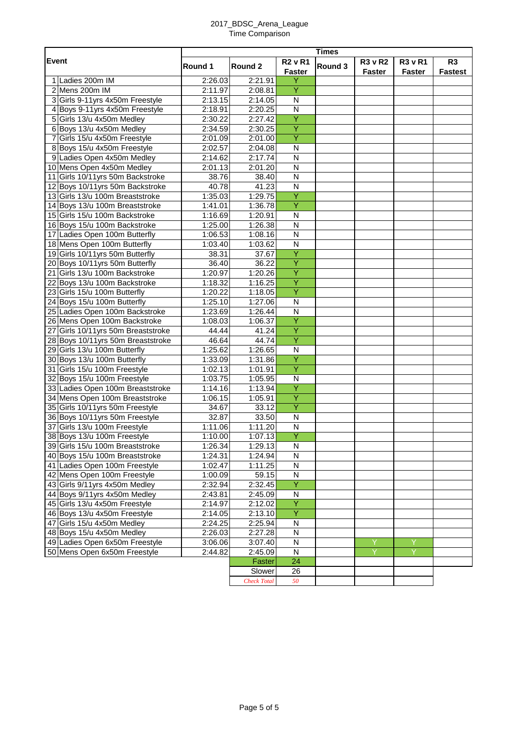2017_BDSC_Arena_League
Time Comparison

| Event | | Times | | | | | | |
|---|---|---|---|---|---|---|---|---|
| | | Round 1 | Round 2 | R2 v R1 Faster | Round 3 | R3 v R2 Faster | R3 v R1 Faster | R3 Fastest |
| 1 | Ladies 200m IM | 2:26.03 | 2:21.91 | Y | | | | |
| 2 | Mens 200m IM | 2:11.97 | 2:08.81 | Y | | | | |
| 3 | Girls 9-11yrs 4x50m Freestyle | 2:13.15 | 2:14.05 | N | | | | |
| 4 | Boys 9-11yrs 4x50m Freestyle | 2:18.91 | 2:20.25 | N | | | | |
| 5 | Girls 13/u 4x50m Medley | 2:30.22 | 2:27.42 | Y | | | | |
| 6 | Boys 13/u 4x50m Medley | 2:34.59 | 2:30.25 | Y | | | | |
| 7 | Girls 15/u 4x50m Freestyle | 2:01.09 | 2:01.00 | Y | | | | |
| 8 | Boys 15/u 4x50m Freestyle | 2:02.57 | 2:04.08 | N | | | | |
| 9 | Ladies Open 4x50m Medley | 2:14.62 | 2:17.74 | N | | | | |
| 10 | Mens Open 4x50m Medley | 2:01.13 | 2:01.20 | N | | | | |
| 11 | Girls 10/11yrs 50m Backstroke | 38.76 | 38.40 | N | | | | |
| 12 | Boys 10/11yrs 50m Backstroke | 40.78 | 41.23 | N | | | | |
| 13 | Girls 13/u 100m Breaststroke | 1:35.03 | 1:29.75 | Y | | | | |
| 14 | Boys 13/u 100m Breaststroke | 1:41.01 | 1:36.78 | Y | | | | |
| 15 | Girls 15/u 100m Backstroke | 1:16.69 | 1:20.91 | N | | | | |
| 16 | Boys 15/u 100m Backstroke | 1:25.00 | 1:26.38 | N | | | | |
| 17 | Ladies Open 100m Butterfly | 1:06.53 | 1:08.16 | N | | | | |
| 18 | Mens Open 100m Butterfly | 1:03.40 | 1:03.62 | N | | | | |
| 19 | Girls 10/11yrs 50m Butterfly | 38.31 | 37.67 | Y | | | | |
| 20 | Boys 10/11yrs 50m Butterfly | 36.40 | 36.22 | Y | | | | |
| 21 | Girls 13/u 100m Backstroke | 1:20.97 | 1:20.26 | Y | | | | |
| 22 | Boys 13/u 100m Backstroke | 1:18.32 | 1:16.25 | Y | | | | |
| 23 | Girls 15/u 100m Butterfly | 1:20.22 | 1:18.05 | Y | | | | |
| 24 | Boys 15/u 100m Butterfly | 1:25.10 | 1:27.06 | N | | | | |
| 25 | Ladies Open 100m Backstroke | 1:23.69 | 1:26.44 | N | | | | |
| 26 | Mens Open 100m Backstroke | 1:08.03 | 1:06.37 | Y | | | | |
| 27 | Girls 10/11yrs 50m Breaststroke | 44.44 | 41.24 | Y | | | | |
| 28 | Boys 10/11yrs 50m Breaststroke | 46.64 | 44.74 | Y | | | | |
| 29 | Girls 13/u 100m Butterfly | 1:25.62 | 1:26.65 | N | | | | |
| 30 | Boys 13/u 100m Butterfly | 1:33.09 | 1:31.86 | Y | | | | |
| 31 | Girls 15/u 100m Freestyle | 1:02.13 | 1:01.91 | Y | | | | |
| 32 | Boys 15/u 100m Freestyle | 1:03.75 | 1:05.95 | N | | | | |
| 33 | Ladies Open 100m Breaststroke | 1:14.16 | 1:13.94 | Y | | | | |
| 34 | Mens Open 100m Breaststroke | 1:06.15 | 1:05.91 | Y | | | | |
| 35 | Girls 10/11yrs 50m Freestyle | 34.67 | 33.12 | Y | | | | |
| 36 | Boys 10/11yrs 50m Freestyle | 32.87 | 33.50 | N | | | | |
| 37 | Girls 13/u 100m Freestyle | 1:11.06 | 1:11.20 | N | | | | |
| 38 | Boys 13/u 100m Freestyle | 1:10.00 | 1:07.13 | Y | | | | |
| 39 | Girls 15/u 100m Breaststroke | 1:26.34 | 1:29.13 | N | | | | |
| 40 | Boys 15/u 100m Breaststroke | 1:24.31 | 1:24.94 | N | | | | |
| 41 | Ladies Open 100m Freestyle | 1:02.47 | 1:11.25 | N | | | | |
| 42 | Mens Open 100m Freestyle | 1:00.09 | 59.15 | N | | | | |
| 43 | Girls 9/11yrs 4x50m Medley | 2:32.94 | 2:32.45 | Y | | | | |
| 44 | Boys 9/11yrs 4x50m Medley | 2:43.81 | 2:45.09 | N | | | | |
| 45 | Girls 13/u 4x50m Freestyle | 2:14.97 | 2:12.02 | Y | | | | |
| 46 | Boys 13/u 4x50m Freestyle | 2:14.05 | 2:13.10 | Y | | | | |
| 47 | Girls 15/u 4x50m Medley | 2:24.25 | 2:25.94 | N | | | | |
| 48 | Boys 15/u 4x50m Medley | 2:26.03 | 2:27.28 | N | | | | |
| 49 | Ladies Open 6x50m Freestyle | 3:06.06 | 3:07.40 | N | | Y | Y | |
| 50 | Mens Open 6x50m Freestyle | 2:44.82 | 2:45.09 | N | | Y | Y | |
| | | | Faster | 24 | | | | |
| | | | Slower | 26 | | | | |
| | | | *Check Total* | *50* | | | | |